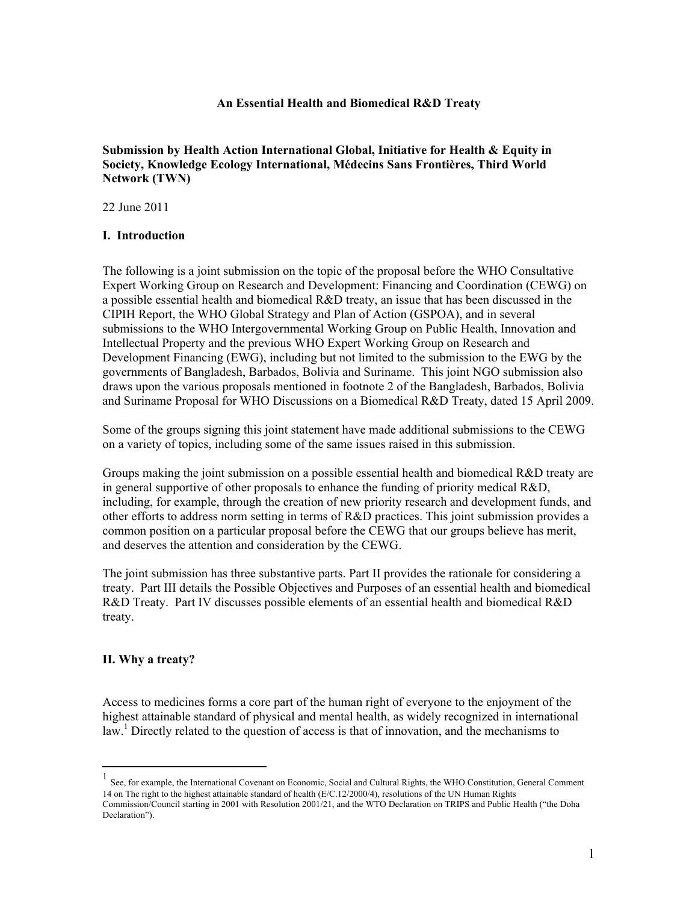# An Essential Health and Biomedical R&D Treaty

**Submission by Health Action International Global, Initiative for Health & Equity in Society, Knowledge Ecology International, Médecins Sans Frontières, Third World Network (TWN)**

22 June 2011

## I. Introduction

The following is a joint submission on the topic of the proposal before the WHO Consultative Expert Working Group on Research and Development: Financing and Coordination (CEWG) on a possible essential health and biomedical R&D treaty, an issue that has been discussed in the CIPIH Report, the WHO Global Strategy and Plan of Action (GSPOA), and in several submissions to the WHO Intergovernmental Working Group on Public Health, Innovation and Intellectual Property and the previous WHO Expert Working Group on Research and Development Financing (EWG), including but not limited to the submission to the EWG by the governments of Bangladesh, Barbados, Bolivia and Suriname. This joint NGO submission also draws upon the various proposals mentioned in footnote 2 of the Bangladesh, Barbados, Bolivia and Suriname Proposal for WHO Discussions on a Biomedical R&D Treaty, dated 15 April 2009.

Some of the groups signing this joint statement have made additional submissions to the CEWG on a variety of topics, including some of the same issues raised in this submission.

Groups making the joint submission on a possible essential health and biomedical R&D treaty are in general supportive of other proposals to enhance the funding of priority medical R&D, including, for example, through the creation of new priority research and development funds, and other efforts to address norm setting in terms of R&D practices. This joint submission provides a common position on a particular proposal before the CEWG that our groups believe has merit, and deserves the attention and consideration by the CEWG.

The joint submission has three substantive parts. Part II provides the rationale for considering a treaty. Part III details the Possible Objectives and Purposes of an essential health and biomedical R&D Treaty. Part IV discusses possible elements of an essential health and biomedical R&D treaty.

## II. Why a treaty?

Access to medicines forms a core part of the human right of everyone to the enjoyment of the highest attainable standard of physical and mental health, as widely recognized in international law.[1] Directly related to the question of access is that of innovation, and the mechanisms to

[1] See, for example, the International Covenant on Economic, Social and Cultural Rights, the WHO Constitution, General Comment 14 on The right to the highest attainable standard of health (E/C.12/2000/4), resolutions of the UN Human Rights Commission/Council starting in 2001 with Resolution 2001/21, and the WTO Declaration on TRIPS and Public Health ("the Doha Declaration").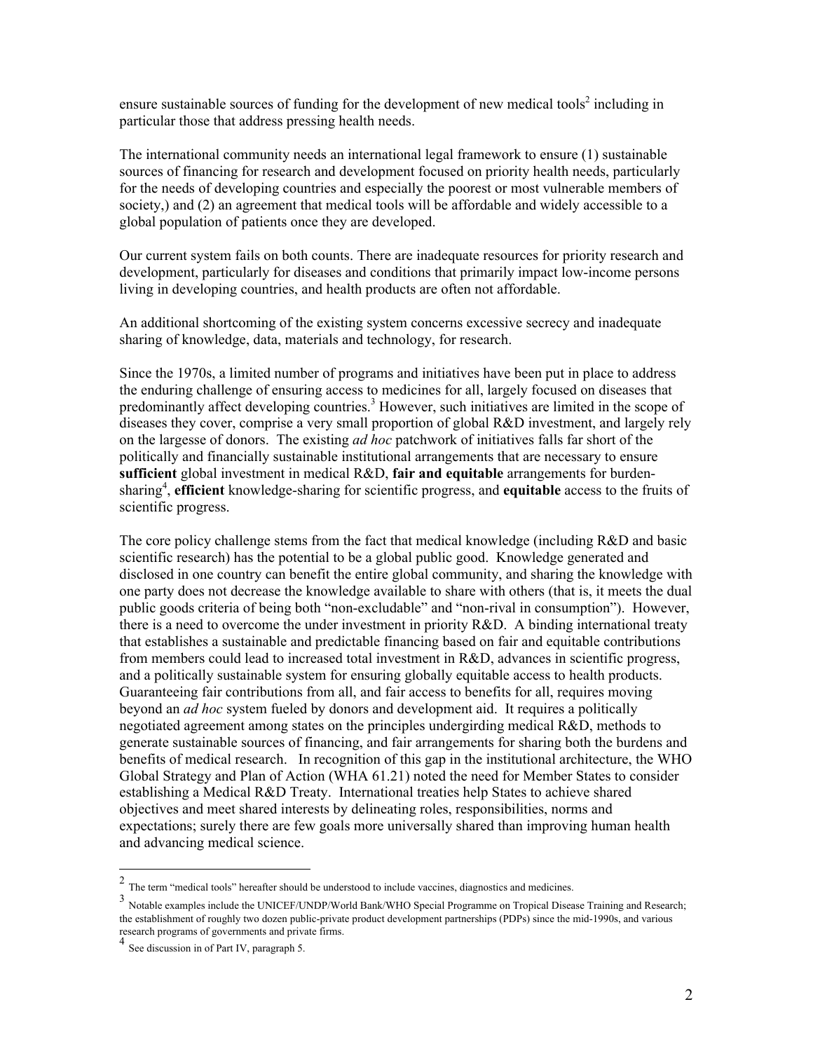ensure sustainable sources of funding for the development of new medical tools[2] including in particular those that address pressing health needs.

The international community needs an international legal framework to ensure (1) sustainable sources of financing for research and development focused on priority health needs, particularly for the needs of developing countries and especially the poorest or most vulnerable members of society,) and (2) an agreement that medical tools will be affordable and widely accessible to a global population of patients once they are developed.

Our current system fails on both counts. There are inadequate resources for priority research and development, particularly for diseases and conditions that primarily impact low-income persons living in developing countries, and health products are often not affordable.

An additional shortcoming of the existing system concerns excessive secrecy and inadequate sharing of knowledge, data, materials and technology, for research.

Since the 1970s, a limited number of programs and initiatives have been put in place to address the enduring challenge of ensuring access to medicines for all, largely focused on diseases that predominantly affect developing countries.[3] However, such initiatives are limited in the scope of diseases they cover, comprise a very small proportion of global R&D investment, and largely rely on the largesse of donors. The existing *ad hoc* patchwork of initiatives falls far short of the politically and financially sustainable institutional arrangements that are necessary to ensure **sufficient** global investment in medical R&D, **fair and equitable** arrangements for burden-sharing[4], **efficient** knowledge-sharing for scientific progress, and **equitable** access to the fruits of scientific progress.

The core policy challenge stems from the fact that medical knowledge (including R&D and basic scientific research) has the potential to be a global public good. Knowledge generated and disclosed in one country can benefit the entire global community, and sharing the knowledge with one party does not decrease the knowledge available to share with others (that is, it meets the dual public goods criteria of being both "non-excludable" and "non-rival in consumption"). However, there is a need to overcome the under investment in priority R&D. A binding international treaty that establishes a sustainable and predictable financing based on fair and equitable contributions from members could lead to increased total investment in R&D, advances in scientific progress, and a politically sustainable system for ensuring globally equitable access to health products. Guaranteeing fair contributions from all, and fair access to benefits for all, requires moving beyond an *ad hoc* system fueled by donors and development aid. It requires a politically negotiated agreement among states on the principles undergirding medical R&D, methods to generate sustainable sources of financing, and fair arrangements for sharing both the burdens and benefits of medical research. In recognition of this gap in the institutional architecture, the WHO Global Strategy and Plan of Action (WHA 61.21) noted the need for Member States to consider establishing a Medical R&D Treaty. International treaties help States to achieve shared objectives and meet shared interests by delineating roles, responsibilities, norms and expectations; surely there are few goals more universally shared than improving human health and advancing medical science.

---

[2] The term "medical tools" hereafter should be understood to include vaccines, diagnostics and medicines.

[3] Notable examples include the UNICEF/UNDP/World Bank/WHO Special Programme on Tropical Disease Training and Research; the establishment of roughly two dozen public-private product development partnerships (PDPs) since the mid-1990s, and various research programs of governments and private firms.

[4] See discussion in of Part IV, paragraph 5.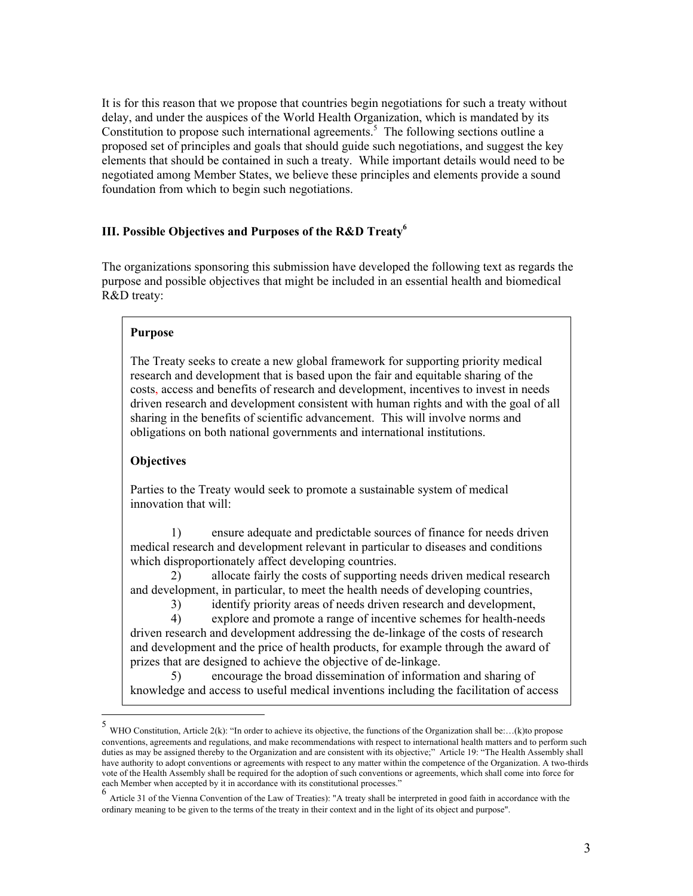It is for this reason that we propose that countries begin negotiations for such a treaty without delay, and under the auspices of the World Health Organization, which is mandated by its Constitution to propose such international agreements.[5] The following sections outline a proposed set of principles and goals that should guide such negotiations, and suggest the key elements that should be contained in such a treaty. While important details would need to be negotiated among Member States, we believe these principles and elements provide a sound foundation from which to begin such negotiations.

## III. Possible Objectives and Purposes of the R&D Treaty[6]

The organizations sponsoring this submission have developed the following text as regards the purpose and possible objectives that might be included in an essential health and biomedical R&D treaty:

**Purpose**

The Treaty seeks to create a new global framework for supporting priority medical research and development that is based upon the fair and equitable sharing of the costs, access and benefits of research and development, incentives to invest in needs driven research and development consistent with human rights and with the goal of all sharing in the benefits of scientific advancement. This will involve norms and obligations on both national governments and international institutions.

**Objectives**

Parties to the Treaty would seek to promote a sustainable system of medical innovation that will:

1) ensure adequate and predictable sources of finance for needs driven medical research and development relevant in particular to diseases and conditions which disproportionately affect developing countries.
2) allocate fairly the costs of supporting needs driven medical research and development, in particular, to meet the health needs of developing countries,
3) identify priority areas of needs driven research and development,
4) explore and promote a range of incentive schemes for health-needs driven research and development addressing the de-linkage of the costs of research and development and the price of health products, for example through the award of prizes that are designed to achieve the objective of de-linkage.
5) encourage the broad dissemination of information and sharing of knowledge and access to useful medical inventions including the facilitation of access

---

[5] WHO Constitution, Article 2(k): "In order to achieve its objective, the functions of the Organization shall be:…(k)to propose conventions, agreements and regulations, and make recommendations with respect to international health matters and to perform such duties as may be assigned thereby to the Organization and are consistent with its objective;" Article 19: "The Health Assembly shall have authority to adopt conventions or agreements with respect to any matter within the competence of the Organization. A two-thirds vote of the Health Assembly shall be required for the adoption of such conventions or agreements, which shall come into force for each Member when accepted by it in accordance with its constitutional processes."

[6] Article 31 of the Vienna Convention of the Law of Treaties): "A treaty shall be interpreted in good faith in accordance with the ordinary meaning to be given to the terms of the treaty in their context and in the light of its object and purpose".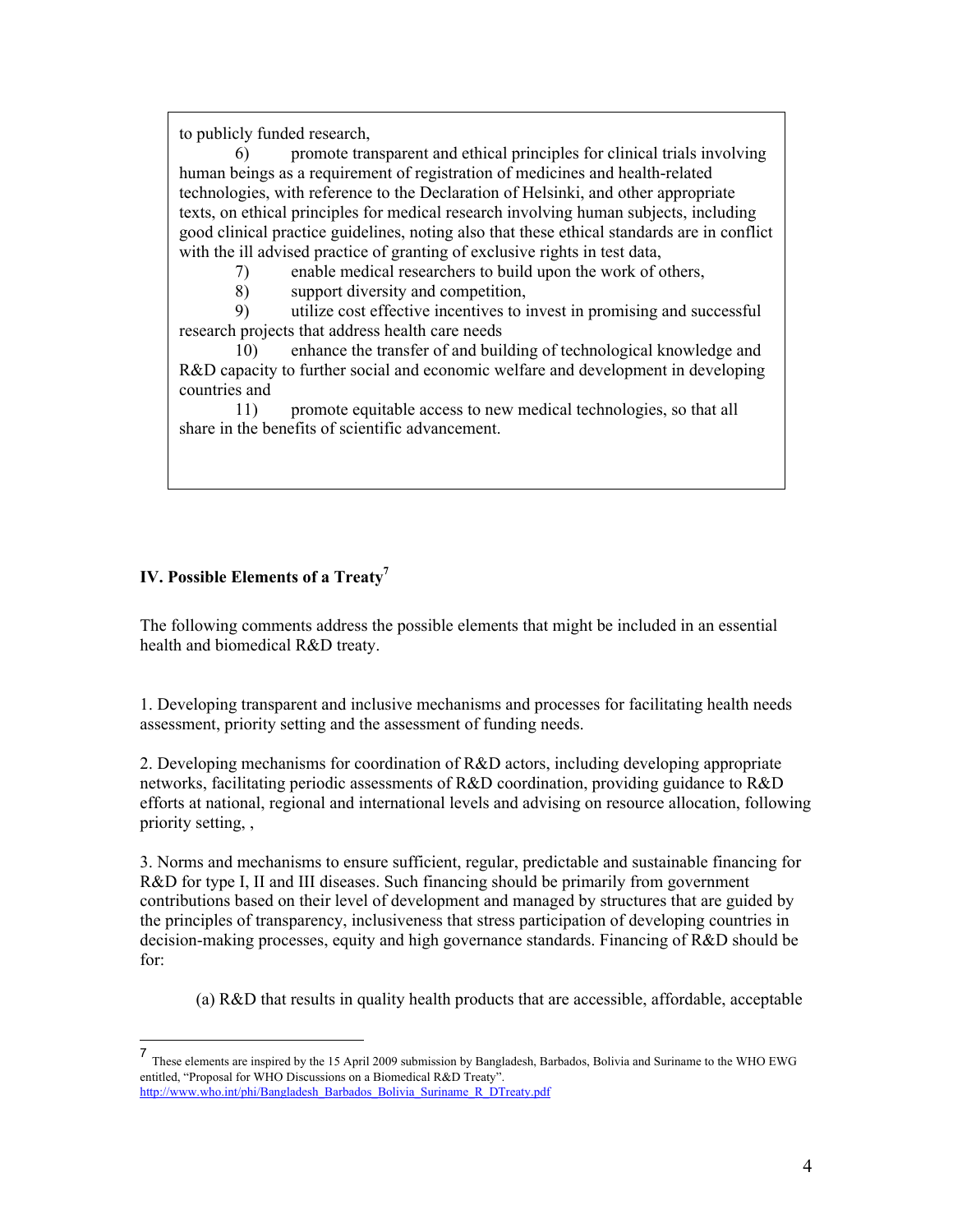to publicly funded research,

6) promote transparent and ethical principles for clinical trials involving human beings as a requirement of registration of medicines and health-related technologies, with reference to the Declaration of Helsinki, and other appropriate texts, on ethical principles for medical research involving human subjects, including good clinical practice guidelines, noting also that these ethical standards are in conflict with the ill advised practice of granting of exclusive rights in test data,

7) enable medical researchers to build upon the work of others,

8) support diversity and competition,

9) utilize cost effective incentives to invest in promising and successful research projects that address health care needs

10) enhance the transfer of and building of technological knowledge and R&D capacity to further social and economic welfare and development in developing countries and

11) promote equitable access to new medical technologies, so that all share in the benefits of scientific advancement.

## IV. Possible Elements of a Treaty[7]

The following comments address the possible elements that might be included in an essential health and biomedical R&D treaty.

1. Developing transparent and inclusive mechanisms and processes for facilitating health needs assessment, priority setting and the assessment of funding needs.

2. Developing mechanisms for coordination of R&D actors, including developing appropriate networks, facilitating periodic assessments of R&D coordination, providing guidance to R&D efforts at national, regional and international levels and advising on resource allocation, following priority setting, ,

3. Norms and mechanisms to ensure sufficient, regular, predictable and sustainable financing for R&D for type I, II and III diseases. Such financing should be primarily from government contributions based on their level of development and managed by structures that are guided by the principles of transparency, inclusiveness that stress participation of developing countries in decision-making processes, equity and high governance standards. Financing of R&D should be for:

(a) R&D that results in quality health products that are accessible, affordable, acceptable

---

[7] These elements are inspired by the 15 April 2009 submission by Bangladesh, Barbados, Bolivia and Suriname to the WHO EWG entitled, "Proposal for WHO Discussions on a Biomedical R&D Treaty". http://www.who.int/phi/Bangladesh_Barbados_Bolivia_Suriname_R_DTreaty.pdf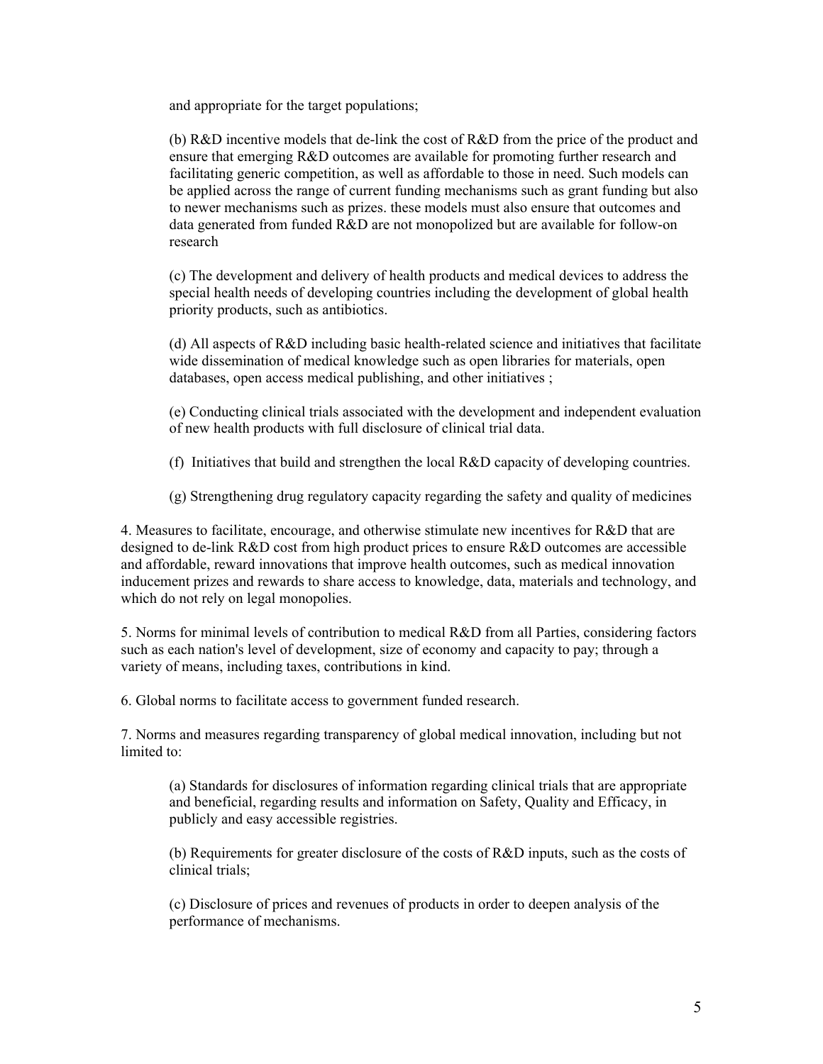and appropriate for the target populations;

(b) R&D incentive models that de-link the cost of R&D from the price of the product and ensure that emerging R&D outcomes are available for promoting further research and facilitating generic competition, as well as affordable to those in need. Such models can be applied across the range of current funding mechanisms such as grant funding but also to newer mechanisms such as prizes. these models must also ensure that outcomes and data generated from funded R&D are not monopolized but are available for follow-on research

(c) The development and delivery of health products and medical devices to address the special health needs of developing countries including the development of global health priority products, such as antibiotics.

(d) All aspects of R&D including basic health-related science and initiatives that facilitate wide dissemination of medical knowledge such as open libraries for materials, open databases, open access medical publishing, and other initiatives ;

(e) Conducting clinical trials associated with the development and independent evaluation of new health products with full disclosure of clinical trial data.

(f) Initiatives that build and strengthen the local R&D capacity of developing countries.

(g) Strengthening drug regulatory capacity regarding the safety and quality of medicines

4. Measures to facilitate, encourage, and otherwise stimulate new incentives for R&D that are designed to de-link R&D cost from high product prices to ensure R&D outcomes are accessible and affordable, reward innovations that improve health outcomes, such as medical innovation inducement prizes and rewards to share access to knowledge, data, materials and technology, and which do not rely on legal monopolies.

5. Norms for minimal levels of contribution to medical R&D from all Parties, considering factors such as each nation's level of development, size of economy and capacity to pay; through a variety of means, including taxes, contributions in kind.

6. Global norms to facilitate access to government funded research.

7. Norms and measures regarding transparency of global medical innovation, including but not limited to:

(a) Standards for disclosures of information regarding clinical trials that are appropriate and beneficial, regarding results and information on Safety, Quality and Efficacy, in publicly and easy accessible registries.

(b) Requirements for greater disclosure of the costs of R&D inputs, such as the costs of clinical trials;

(c) Disclosure of prices and revenues of products in order to deepen analysis of the performance of mechanisms.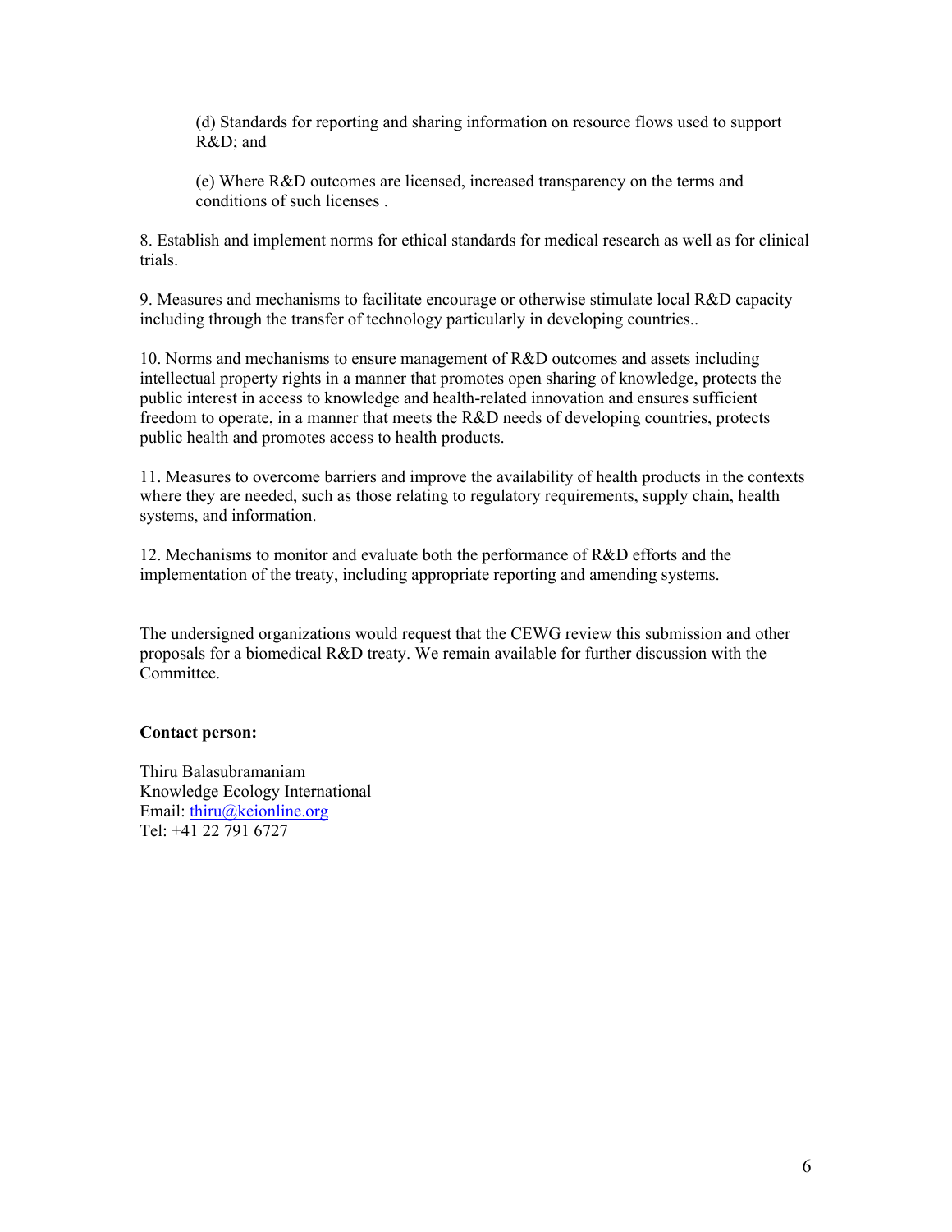(d) Standards for reporting and sharing information on resource flows used to support R&D; and

(e) Where R&D outcomes are licensed, increased transparency on the terms and conditions of such licenses .

8. Establish and implement norms for ethical standards for medical research as well as for clinical trials.

9. Measures and mechanisms to facilitate encourage or otherwise stimulate local R&D capacity including through the transfer of technology particularly in developing countries..

10. Norms and mechanisms to ensure management of R&D outcomes and assets including intellectual property rights in a manner that promotes open sharing of knowledge, protects the public interest in access to knowledge and health-related innovation and ensures sufficient freedom to operate, in a manner that meets the R&D needs of developing countries, protects public health and promotes access to health products.

11. Measures to overcome barriers and improve the availability of health products in the contexts where they are needed, such as those relating to regulatory requirements, supply chain, health systems, and information.

12. Mechanisms to monitor and evaluate both the performance of R&D efforts and the implementation of the treaty, including appropriate reporting and amending systems.

The undersigned organizations would request that the CEWG review this submission and other proposals for a biomedical R&D treaty. We remain available for further discussion with the Committee.

**Contact person:**

Thiru Balasubramaniam  
Knowledge Ecology International  
Email: thiru@keionline.org  
Tel: +41 22 791 6727